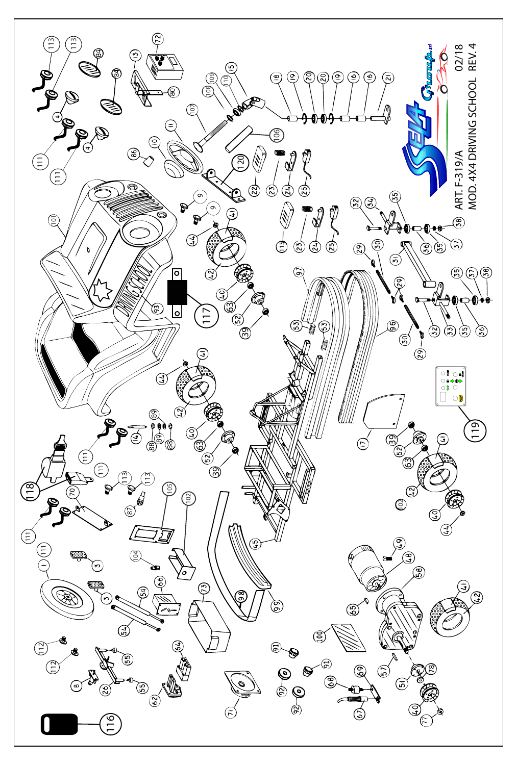ART. F-319/A

MOD. 4X4 DRIVING SCHOOL REV. 4

02/18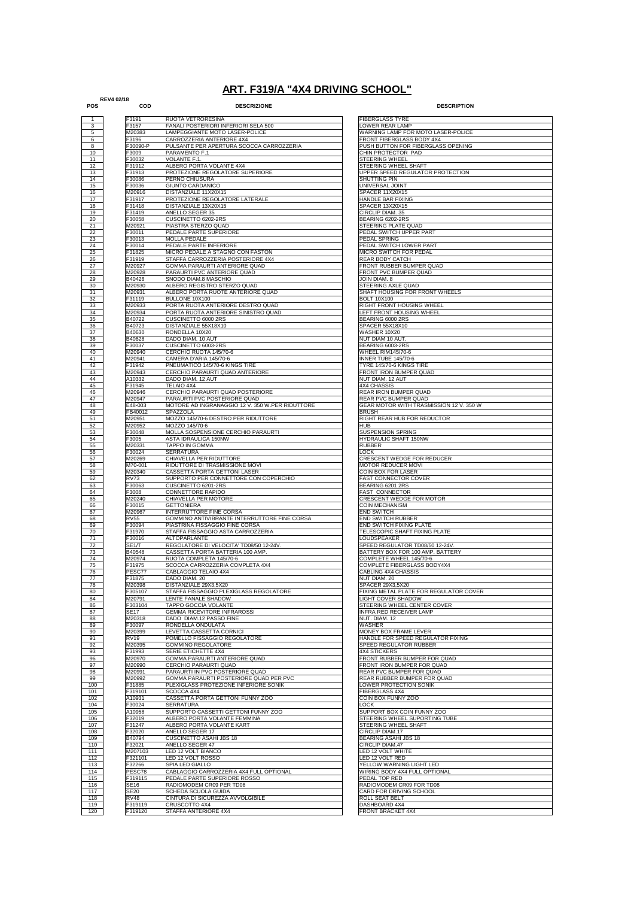# ART. F319/A "4X4 DRIVING SCHOOL"

REV4 02/18

| POS | COD | DESCRIZIONE | DESCRIPTION |
|---|---|---|---|
| 1 | F3191 | RUOTA VETRORESINA | FIBERGLASS TYRE |
| 3 | F3157 | FANALI POSTERIORI INFERIORI SELA 500 | LOWER REAR LAMP |
| 5 | M20383 | LAMPEGGIANTE MOTO LASER-POLICE | WARNING LAMP FOR MOTO LASER-POLICE |
| 6 | F3196 | CARROZZERIA ANTERIORE 4X4 | FRONT FIBERGLASS BODY 4X4 |
| 8 | F30090-P | PULSANTE PER APERTURA SCOCCA CARROZZERIA | PUSH BUTTON FOR FIBERGLASS OPENING |
| 10 | F3009 | PARAMENTO F.1 | CHIN PROTECTOR PAD |
| 11 | F30032 | VOLANTE F.1 | STEERING WHEEL |
| 12 | F31912 | ALBERO PORTA VOLANTE 4X4 | STEERING WHEEL SHAFT |
| 13 | F31913 | PROTEZIONE REGOLATORE SUPERIORE | UPPER SPEED REGULATOR PROTECTION |
| 14 | F30086 | PERNO CHIUSURA | SHUTTING PIN |
| 15 | F30036 | GIUNTO CARDANICO | UNIVERSAL JOINT |
| 16 | M20916 | DISTANZIALE 11X20X15 | SPACER 11X20X15 |
| 17 | F31917 | PROTEZIONE REGOLATORE LATERALE | HANDLE BAR FIXING |
| 18 | F31418 | DISTANZIALE 13X20X15 | SPACER 13X20X15 |
| 19 | F31419 | ANELLO SEGER 35 | CIRCLIP DIAM. 35 |
| 20 | F30058 | CUSCINETTO 6202-2RS | BEARING 6202-2RS |
| 21 | M20921 | PIASTRA STERZO QUAD | STEERING PLATE QUAD |
| 22 | F30011 | PEDALE PARTE SUPERIORE | PEDAL SWITCH UPPER PART |
| 23 | F30013 | MOLLA PEDALE | PEDAL SPRING |
| 24 | F30014 | PEDALE PARTE INFERIORE | PEDAL SWITCH LOWER PART |
| 25 | F31825 | MICRO PEDALE A STAGNO CON FASTON | MICRO SWITCH FOR PEDAL |
| 26 | F31919 | STAFFA CARROZZERIA POSTERIORE 4X4 | REAR BODY CATCH |
| 27 | M20927 | GOMMA PARAURTI ANTERIORE QUAD | FRONT RUBBER BUMPER QUAD |
| 28 | M20928 | PARAURTI PVC ANTERIORE QUAD | FRONT PVC BUMPER QUAD |
| 29 | B40426 | SNODO DIAM.8 MASCHIO | JOIN DIAM. 8 |
| 30 | M20930 | ALBERO REGISTRO STERZO QUAD | STEERING AXLE QUAD |
| 31 | M20931 | ALBERO PORTA RUOTE ANTERIORE QUAD | SHAFT HOUSING FOR FRONT WHEELS |
| 32 | F31119 | BULLONE 10X100 | BOLT 10X100 |
| 33 | M20933 | PORTA RUOTA ANTERIORE DESTRO QUAD | RIGHT FRONT HOUSING WHEEL |
| 34 | M20934 | PORTA RUOTA ANTERIORE SINISTRO QUAD | LEFT FRONT HOUSING WHEEL |
| 35 | B40722 | CUSCINETTO 6000 2RS | BEARING 6000 2RS |
| 36 | B40723 | DISTANZIALE 55X18X10 | SPACER 55X18X10 |
| 37 | B40630 | RONDELLA 10X20 | WASHER 10X20 |
| 38 | B40628 | DADO DIAM. 10 AUT | NUT DIAM 10 AUT. |
| 39 | F30037 | CUSCINETTO 6003-2RS | BEARING 6003-2RS |
| 40 | M20940 | CERCHIO RUOTA 145/70-6 | WHEEL RIM145/70-6 |
| 41 | M20941 | CAMERA D'ARIA 145/70-6 | INNER TUBE 145/70-6 |
| 42 | F31942 | PNEUMATICO 145/70-6 KINGS TIRE | TYRE 145/70-6 KINGS TIRE |
| 43 | M20943 | CERCHIO PARAURTI QUAD ANTERIORE | FRONT IRON BUMPER QUAD |
| 44 | A10332 | DADO DIAM. 12 AUT | NUT DIAM. 12 AUT |
| 45 | F31945 | TELAIO 4X4 | 4X4 CHASSIS |
| 46 | M20946 | CERCHIO PARAURTI QUAD POSTERIORE | REAR IRON BUMPER QUAD |
| 47 | M20947 | PARAURTI PVC POSTERIORE QUAD | REAR PVC BUMPER QUAD |
| 48 | E48-003 | MOTORE AD INGRANAGGIO 12 V. 350 W.PER RIDUTTORE | GEAR MOTOR WITH TRASMISSION 12 V. 350 W |
| 49 | FB40012 | SPAZZOLA | BRUSH |
| 51 | M20951 | MOZZO 145/70-6 DESTRO PER RIDUTTORE | RIGHT REAR HUB FOR REDUCTOR |
| 52 | M20952 | MOZZO 145/70-6 | HUB |
| 53 | F30048 | MOLLA SOSPENSIONE CERCHIO PARAURTI | SUSPENSION SPRING |
| 54 | F3005 | ASTA IDRAULICA 150NW | HYDRAULIC SHAFT 150NW |
| 55 | M20331 | TAPPO IN GOMMA | RUBBER |
| 56 | F30024 | SERRATURA | LOCK |
| 57 | M20269 | CHIAVELLA PER RIDUTTORE | CRESCENT WEDGE FOR REDUCER |
| 58 | M70-001 | RIDUTTORE DI TRASMISSIONE MOVI | MOTOR REDUCER MOVI |
| 59 | M20340 | CASSETTA PORTA GETTONI LASER | COIN BOX FOR LASER |
| 62 | RV73 | SUPPORTO PER CONNETTORE CON COPERCHIO | FAST CONNECTOR COVER |
| 63 | F30063 | CUSCINETTO 6201-2RS | BEARING 6201 2RS |
| 64 | F3008 | CONNETTORE RAPIDO | FAST CONNECTOR |
| 65 | M20240 | CHIAVELLA PER MOTORE | CRESCENT WEDGE FOR MOTOR |
| 66 | F30015 | GETTONIERA | COIN MECHANISM |
| 67 | M20967 | INTERRUTTORE FINE CORSA | END SWITCH |
| 68 | RV55 | GOMMINO ANTIVIBRANTE INTERRUTTORE FINE CORSA | END SWITCH RUBBER |
| 69 | F30094 | PIASTRINA FISSAGGIO FINE CORSA | END SWITCH FIXING PLATE |
| 70 | F31970 | STAFFA FISSAGGIO ASTA CARROZZERIA | TELESCOPIC SHAFT FIXING PLATE |
| 71 | F30016 | ALTOPARLANTE | LOUDSPEAKER |
| 72 | SE1/T | REGOLATORE DI VELOCITA' TD08/50 12-24V. | SPEED REGULATOR TD08/50 12-24V. |
| 73 | B40548 | CASSETTA PORTA BATTERIA 100 AMP. | BATTERY BOX FOR 100 AMP. BATTERY |
| 74 | M20974 | RUOTA COMPLETA 145/70-6 | COMPLETE WHEEL 145/70-6 |
| 75 | F31975 | SCOCCA CARROZZERIA COMPLETA 4X4 | COMPLETE FIBERGLASS BODY4X4 |
| 76 | PESC77 | CABLAGGIO TELAIO 4X4 | CABLING 4X4 CHASSIS |
| 77 | F31875 | DADO DIAM. 20 | NUT DIAM. 20 |
| 78 | M20398 | DISTANZIALE 29X3,5X20 | SPACER 29X3,5X20 |
| 80 | F305107 | STAFFA FISSAGGIO PLEXIGLASS REGOLATORE | FIXING METAL PLATE FOR REGULATOR COVER |
| 84 | M20791 | LENTE FANALE SHADOW | LIGHT COVER SHADOW |
| 86 | F303104 | TAPPO GOCCIA VOLANTE | STEERING WHEEL CENTER COVER |
| 87 | SE17 | GEMMA RICEVITORE INFRAROSSI | INFRA RED RECEIVER LAMP |
| 88 | M20318 | DADO DIAM.12 PASSO FINE | NUT. DIAM. 12 |
| 89 | F30097 | RONDELLA ONDULATA | WASHER |
| 90 | M20399 | LEVETTA CASSETTA CORNICI | MONEY BOX FRAME LEVER |
| 91 | RV19 | POMELLO FISSAGGIO REGOLATORE | HANDLE FOR SPEED REGULATOR FIXING |
| 92 | M20395 | GOMMINO REGOLATORE | SPEED REGULATOR RUBBER |
| 93 | F31993 | SERIE ETICHETTE 4X4 | 4X4 STICKERS |
| 96 | M20970 | GOMMA PARAURTI ANTERIORE QUAD | FRONT RUBBER BUMPER FOR QUAD |
| 97 | M20990 | CERCHIO PARAURTI QUAD | FRONT IRON BUMPER FOR QUAD |
| 98 | M20991 | PARAURTI IN PVC POSTERIORE QUAD | REAR PVC BUMPER FOR QUAD |
| 99 | M20992 | GOMMA PARAURTI POSTERIORE QUAD PER PVC | REAR RUBBER BUMPER FOR QUAD |
| 100 | F31885 | PLEXIGLASS PROTEZIONE INFERIORE SONIK | LOWER PROTECTION SONIK |
| 101 | F319101 | SCOCCA 4X4 | FIBERGLASS 4X4 |
| 102 | A10931 | CASSETTA PORTA GETTONI FUNNY ZOO | COIN BOX FUNNY ZOO |
| 104 | F30024 | SERRATURA | LOCK |
| 105 | A10958 | SUPPORTO CASSETTI GETTONI FUNNY ZOO | SUPPORT BOX COIN FUNNY ZOO |
| 106 | F32019 | ALBERO PORTA VOLANTE FEMMINA | STEERING WHEEL SUPORTING TUBE |
| 107 | F31247 | ALBERO PORTA VOLANTE KART | STEERING WHEEL SHAFT |
| 108 | F32020 | ANELLO SEGER 17 | CIRCLIP DIAM.17 |
| 109 | B40794 | CUSCINETTO ASAHI JBS 18 | BEARING ASAHI JBS 18 |
| 110 | F32021 | ANELLO SEGER 47 | CIRCLIP DIAM.47 |
| 111 | M207103 | LED 12 VOLT BIANCO | LED 12 VOLT WHITE |
| 112 | F321101 | LED 12 VOLT ROSSO | LED 12 VOLT RED |
| 113 | F32266 | SPIA LED GIALLO | YELLOW WARNING LIGHT LED |
| 114 | PESC78 | CABLAGGIO CARROZZERIA 4X4 FULL OPTIONAL | WIRING BODY 4X4 FULL OPTIONAL |
| 115 | F319115 | PEDALE PARTE SUPERIORE ROSSO | PEDAL TOP RED |
| 116 | SE16 | RADIOMODEM CR09 PER TD08 | RADIOMODEM CR09 FOR TD08 |
| 117 | SE20 | SCHEDA SCUOLA GUIDA | CARD FOR DRIVING SCHOOL |
| 118 | RV48 | CINTURA DI SICUREZZA AVVOLGIBILE | ROLL SEAT BELT |
| 119 | F319119 | CRUSCOTTO 4X4 | DASHBOARD 4X4 |
| 120 | F319120 | STAFFA ANTERIORE 4X4 | FRONT BRACKET 4X4 |